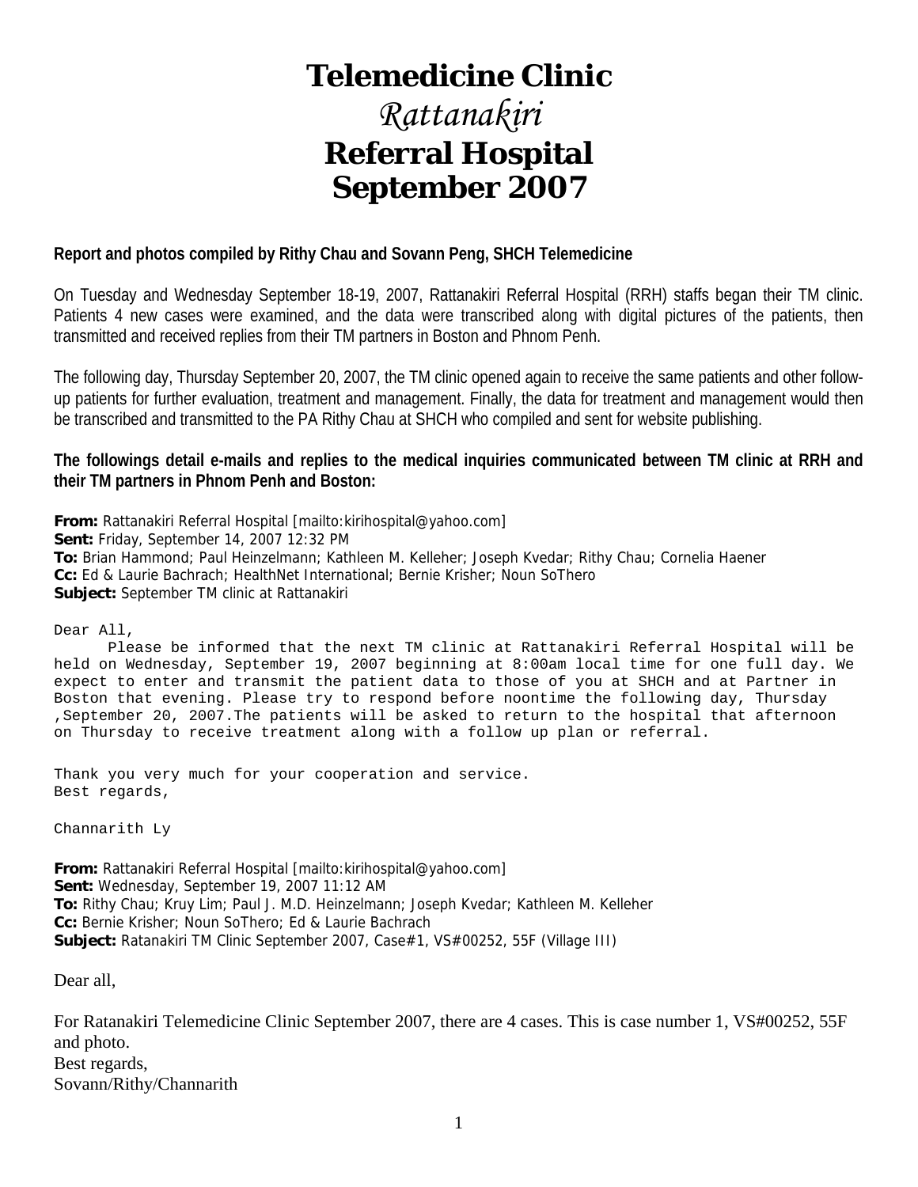# Telemedicine Clinic

## *Rattanakiri*

## Referral Hospital

## September 2007

**Report and photos compiled by Rithy Chau and Sovann Peng, SHCH Telemedicine**

On Tuesday and Wednesday September 18-19, 2007, Rattanakiri Referral Hospital (RRH) staffs began their TM clinic. Patients 4 new cases were examined, and the data were transcribed along with digital pictures of the patients, then transmitted and received replies from their TM partners in Boston and Phnom Penh.

The following day, Thursday September 20, 2007, the TM clinic opened again to receive the same patients and other follow-up patients for further evaluation, treatment and management. Finally, the data for treatment and management would then be transcribed and transmitted to the PA Rithy Chau at SHCH who compiled and sent for website publishing.

**The followings detail e-mails and replies to the medical inquiries communicated between TM clinic at RRH and their TM partners in Phnom Penh and Boston:**

**From:** Rattanakiri Referral Hospital [mailto:kirihospital@yahoo.com]
**Sent:** Friday, September 14, 2007 12:32 PM
**To:** Brian Hammond; Paul Heinzelmann; Kathleen M. Kelleher; Joseph Kvedar; Rithy Chau; Cornelia Haener
**Cc:** Ed & Laurie Bachrach; HealthNet International; Bernie Krisher; Noun SoThero
**Subject:** September TM clinic at Rattanakiri

Dear All,

Please be informed that the next TM clinic at Rattanakiri Referral Hospital will be held on Wednesday, September 19, 2007 beginning at 8:00am local time for one full day. We expect to enter and transmit the patient data to those of you at SHCH and at Partner in Boston that evening. Please try to respond before noontime the following day, Thursday ,September 20, 2007.The patients will be asked to return to the hospital that afternoon on Thursday to receive treatment along with a follow up plan or referral.

Thank you very much for your cooperation and service.
Best regards,

Channarith Ly

**From:** Rattanakiri Referral Hospital [mailto:kirihospital@yahoo.com]
**Sent:** Wednesday, September 19, 2007 11:12 AM
**To:** Rithy Chau; Kruy Lim; Paul J. M.D. Heinzelmann; Joseph Kvedar; Kathleen M. Kelleher
**Cc:** Bernie Krisher; Noun SoThero; Ed & Laurie Bachrach
**Subject:** Ratanakiri TM Clinic September 2007, Case#1, VS#00252, 55F (Village III)

Dear all,

For Ratanakiri Telemedicine Clinic September 2007, there are 4 cases. This is case number 1, VS#00252, 55F and photo.
Best regards,
Sovann/Rithy/Channarith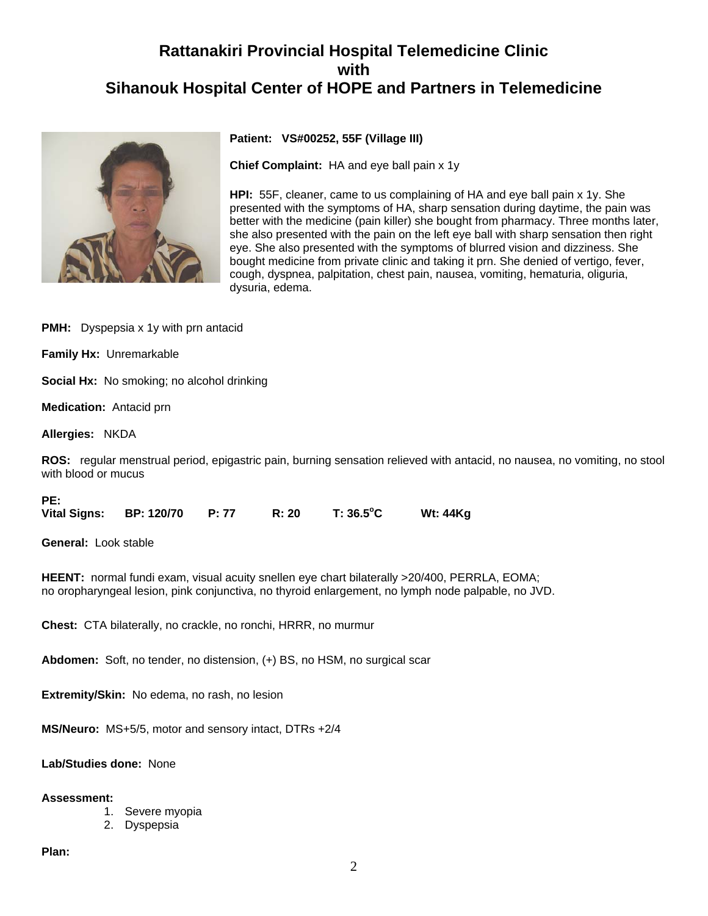# Rattanakiri Provincial Hospital Telemedicine Clinic with Sihanouk Hospital Center of HOPE and Partners in Telemedicine

**Patient: VS#00252, 55F (Village III)**

**Chief Complaint:** HA and eye ball pain x 1y

**HPI:** 55F, cleaner, came to us complaining of HA and eye ball pain x 1y. She presented with the symptoms of HA, sharp sensation during daytime, the pain was better with the medicine (pain killer) she bought from pharmacy. Three months later, she also presented with the pain on the left eye ball with sharp sensation then right eye. She also presented with the symptoms of blurred vision and dizziness. She bought medicine from private clinic and taking it prn. She denied of vertigo, fever, cough, dyspnea, palpitation, chest pain, nausea, vomiting, hematuria, oliguria, dysuria, edema.

**PMH:** Dyspepsia x 1y with prn antacid

**Family Hx:** Unremarkable

**Social Hx:** No smoking; no alcohol drinking

**Medication:** Antacid prn

**Allergies:** NKDA

**ROS:** regular menstrual period, epigastric pain, burning sensation relieved with antacid, no nausea, no vomiting, no stool with blood or mucus

**PE:**
**Vital Signs: BP: 120/70 P: 77 R: 20 T: 36.5$^{o}$C Wt: 44Kg**

**General:** Look stable

**HEENT:** normal fundi exam, visual acuity snellen eye chart bilaterally >20/400, PERRLA, EOMA; no oropharyngeal lesion, pink conjunctiva, no thyroid enlargement, no lymph node palpable, no JVD.

**Chest:** CTA bilaterally, no crackle, no ronchi, HRRR, no murmur

**Abdomen:** Soft, no tender, no distension, (+) BS, no HSM, no surgical scar

**Extremity/Skin:** No edema, no rash, no lesion

**MS/Neuro:** MS+5/5, motor and sensory intact, DTRs +2/4

**Lab/Studies done:** None

**Assessment:**
1. Severe myopia
2. Dyspepsia

**Plan:**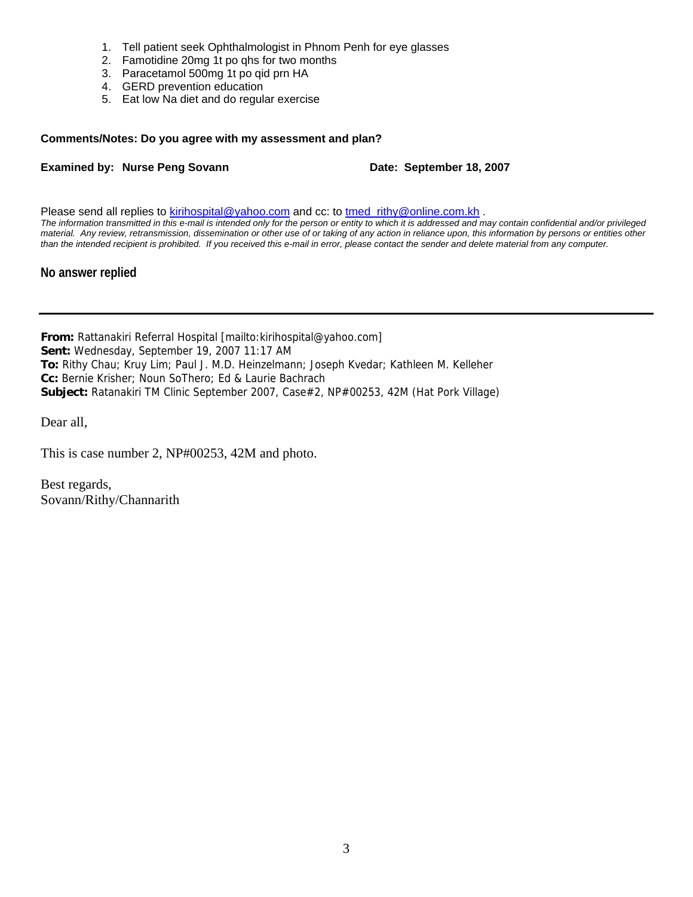1. Tell patient seek Ophthalmologist in Phnom Penh for eye glasses
2. Famotidine 20mg 1t po qhs for two months
3. Paracetamol 500mg 1t po qid prn HA
4. GERD prevention education
5. Eat low Na diet and do regular exercise

**Comments/Notes: Do you agree with my assessment and plan?**

**Examined by: Nurse Peng Sovann** **Date: September 18, 2007**

Please send all replies to kirihospital@yahoo.com and cc: to tmed_rithy@online.com.kh .

*The information transmitted in this e-mail is intended only for the person or entity to which it is addressed and may contain confidential and/or privileged material. Any review, retransmission, dissemination or other use of or taking of any action in reliance upon, this information by persons or entities other than the intended recipient is prohibited. If you received this e-mail in error, please contact the sender and delete material from any computer.*

**No answer replied**

---

**From:** Rattanakiri Referral Hospital [mailto:kirihospital@yahoo.com]
**Sent:** Wednesday, September 19, 2007 11:17 AM
**To:** Rithy Chau; Kruy Lim; Paul J. M.D. Heinzelmann; Joseph Kvedar; Kathleen M. Kelleher
**Cc:** Bernie Krisher; Noun SoThero; Ed & Laurie Bachrach
**Subject:** Ratanakiri TM Clinic September 2007, Case#2, NP#00253, 42M (Hat Pork Village)

Dear all,

This is case number 2, NP#00253, 42M and photo.

Best regards,
Sovann/Rithy/Channarith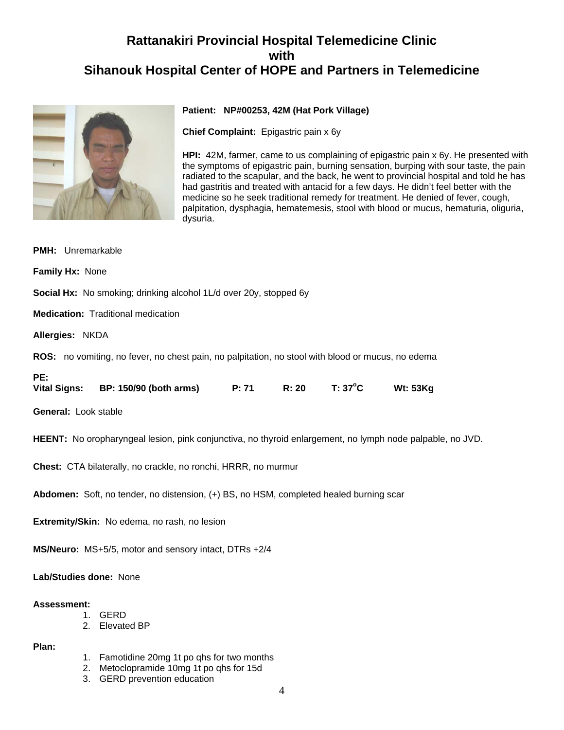# Rattanakiri Provincial Hospital Telemedicine Clinic
# with
# Sihanouk Hospital Center of HOPE and Partners in Telemedicine

**Patient:** **NP#00253, 42M (Hat Pork Village)**

**Chief Complaint:** Epigastric pain x 6y

**HPI:** 42M, farmer, came to us complaining of epigastric pain x 6y. He presented with the symptoms of epigastric pain, burning sensation, burping with sour taste, the pain radiated to the scapular, and the back, he went to provincial hospital and told he has had gastritis and treated with antacid for a few days. He didn't feel better with the medicine so he seek traditional remedy for treatment. He denied of fever, cough, palpitation, dysphagia, hematemesis, stool with blood or mucus, hematuria, oliguria, dysuria.

**PMH:** Unremarkable

**Family Hx:** None

**Social Hx:** No smoking; drinking alcohol 1L/d over 20y, stopped 6y

**Medication:** Traditional medication

**Allergies:** NKDA

**ROS:** no vomiting, no fever, no chest pain, no palpitation, no stool with blood or mucus, no edema

**PE:**
**Vital Signs:** **BP: 150/90 (both arms)** **P: 71** **R: 20** **T: 37°C** **Wt: 53Kg**

**General:** Look stable

**HEENT:** No oropharyngeal lesion, pink conjunctiva, no thyroid enlargement, no lymph node palpable, no JVD.

**Chest:** CTA bilaterally, no crackle, no ronchi, HRRR, no murmur

**Abdomen:** Soft, no tender, no distension, (+) BS, no HSM, completed healed burning scar

**Extremity/Skin:** No edema, no rash, no lesion

**MS/Neuro:** MS+5/5, motor and sensory intact, DTRs +2/4

**Lab/Studies done:** None

**Assessment:**

1. GERD
2. Elevated BP

**Plan:**

1. Famotidine 20mg 1t po qhs for two months
2. Metoclopramide 10mg 1t po qhs for 15d
3. GERD prevention education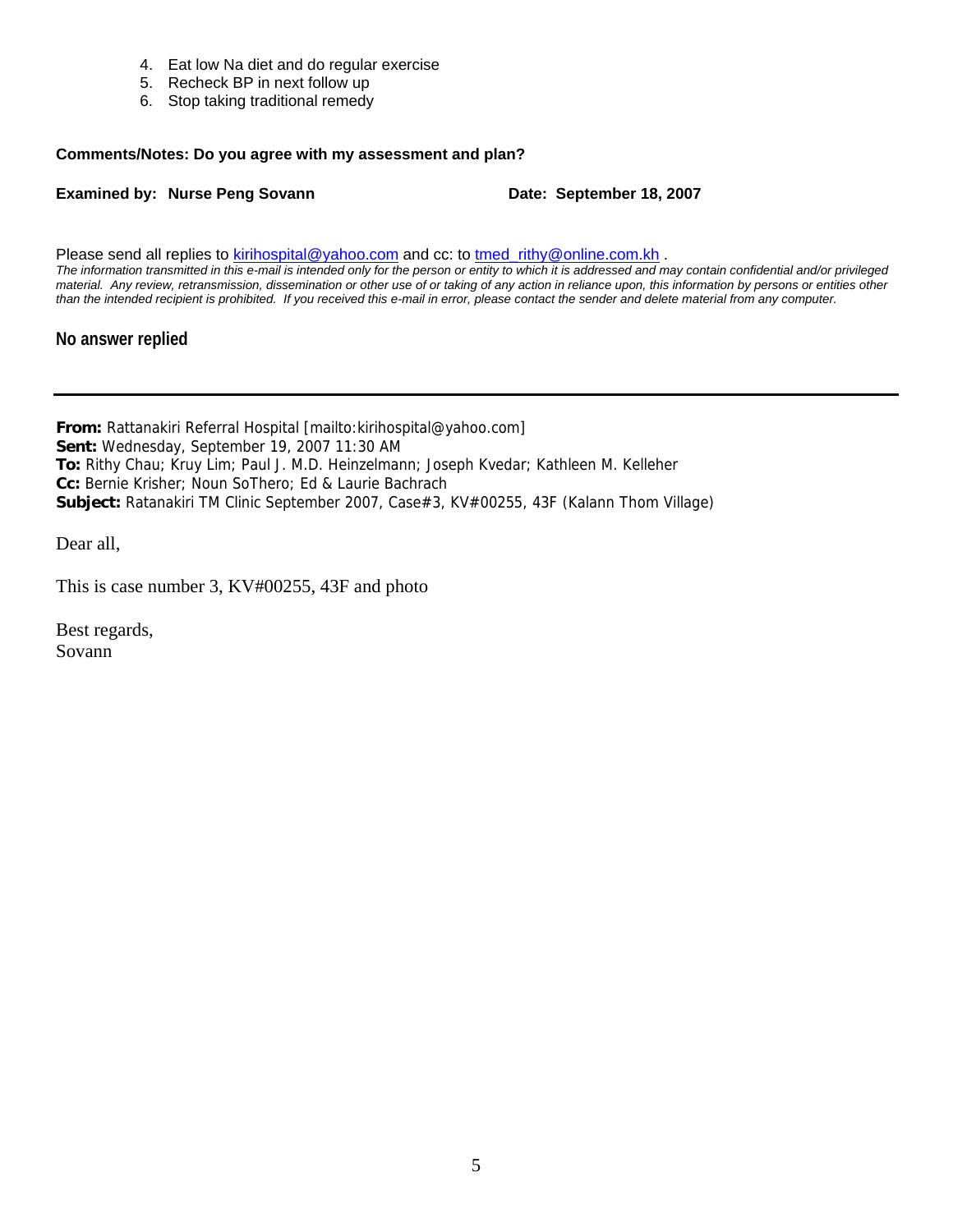4. Eat low Na diet and do regular exercise
5. Recheck BP in next follow up
6. Stop taking traditional remedy

**Comments/Notes: Do you agree with my assessment and plan?**

**Examined by: Nurse Peng Sovann** **Date: September 18, 2007**

Please send all replies to kirihospital@yahoo.com and cc: to tmed_rithy@online.com.kh .

*The information transmitted in this e-mail is intended only for the person or entity to which it is addressed and may contain confidential and/or privileged material. Any review, retransmission, dissemination or other use of or taking of any action in reliance upon, this information by persons or entities other than the intended recipient is prohibited. If you received this e-mail in error, please contact the sender and delete material from any computer.*

**No answer replied**

---

**From:** Rattanakiri Referral Hospital [mailto:kirihospital@yahoo.com]
**Sent:** Wednesday, September 19, 2007 11:30 AM
**To:** Rithy Chau; Kruy Lim; Paul J. M.D. Heinzelmann; Joseph Kvedar; Kathleen M. Kelleher
**Cc:** Bernie Krisher; Noun SoThero; Ed & Laurie Bachrach
**Subject:** Ratanakiri TM Clinic September 2007, Case#3, KV#00255, 43F (Kalann Thom Village)

Dear all,

This is case number 3, KV#00255, 43F and photo

Best regards,
Sovann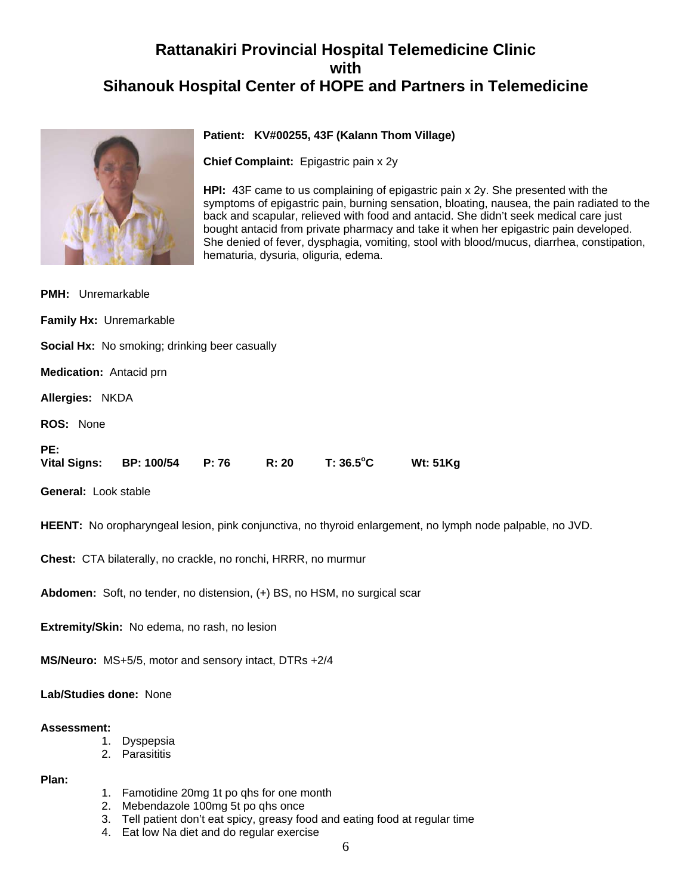# Rattanakiri Provincial Hospital Telemedicine Clinic
# with
# Sihanouk Hospital Center of HOPE and Partners in Telemedicine

**Patient: KV#00255, 43F (Kalann Thom Village)**

**Chief Complaint:** Epigastric pain x 2y

**HPI:** 43F came to us complaining of epigastric pain x 2y. She presented with the symptoms of epigastric pain, burning sensation, bloating, nausea, the pain radiated to the back and scapular, relieved with food and antacid. She didn't seek medical care just bought antacid from private pharmacy and take it when her epigastric pain developed. She denied of fever, dysphagia, vomiting, stool with blood/mucus, diarrhea, constipation, hematuria, dysuria, oliguria, edema.

**PMH:** Unremarkable

**Family Hx:** Unremarkable

**Social Hx:** No smoking; drinking beer casually

**Medication:** Antacid prn

**Allergies:** NKDA

**ROS:** None

**PE:**
**Vital Signs:** **BP: 100/54** **P: 76** **R: 20** **T: 36.5°C** **Wt: 51Kg**

**General:** Look stable

**HEENT:** No oropharyngeal lesion, pink conjunctiva, no thyroid enlargement, no lymph node palpable, no JVD.

**Chest:** CTA bilaterally, no crackle, no ronchi, HRRR, no murmur

**Abdomen:** Soft, no tender, no distension, (+) BS, no HSM, no surgical scar

**Extremity/Skin:** No edema, no rash, no lesion

**MS/Neuro:** MS+5/5, motor and sensory intact, DTRs +2/4

**Lab/Studies done:** None

**Assessment:**

1. Dyspepsia
2. Parasititis

**Plan:**

1. Famotidine 20mg 1t po qhs for one month
2. Mebendazole 100mg 5t po qhs once
3. Tell patient don't eat spicy, greasy food and eating food at regular time
4. Eat low Na diet and do regular exercise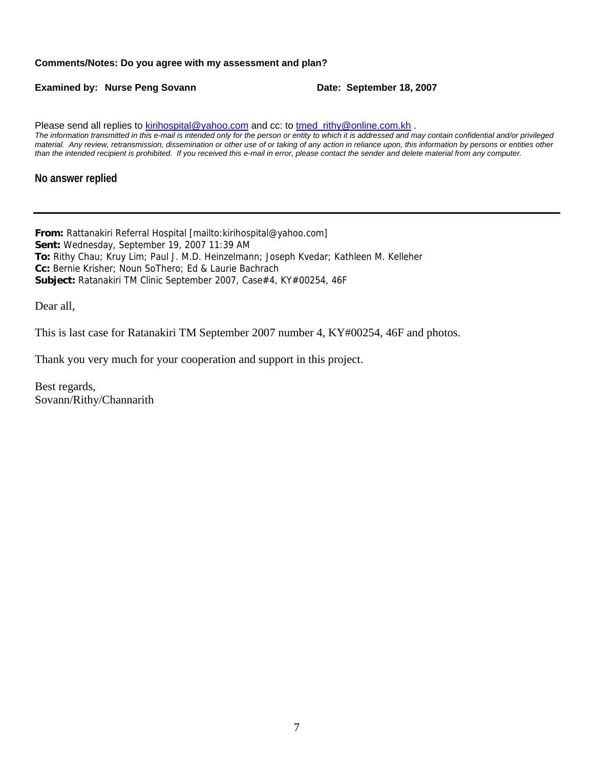**Comments/Notes: Do you agree with my assessment and plan?**

**Examined by: Nurse Peng Sovann** **Date: September 18, 2007**

Please send all replies to kirihospital@yahoo.com and cc: to tmed_rithy@online.com.kh .

*The information transmitted in this e-mail is intended only for the person or entity to which it is addressed and may contain confidential and/or privileged material. Any review, retransmission, dissemination or other use of or taking of any action in reliance upon, this information by persons or entities other than the intended recipient is prohibited. If you received this e-mail in error, please contact the sender and delete material from any computer.*

**No answer replied**

---

**From:** Rattanakiri Referral Hospital [mailto:kirihospital@yahoo.com]
**Sent:** Wednesday, September 19, 2007 11:39 AM
**To:** Rithy Chau; Kruy Lim; Paul J. M.D. Heinzelmann; Joseph Kvedar; Kathleen M. Kelleher
**Cc:** Bernie Krisher; Noun SoThero; Ed & Laurie Bachrach
**Subject:** Ratanakiri TM Clinic September 2007, Case#4, KY#00254, 46F

Dear all,

This is last case for Ratanakiri TM September 2007 number 4, KY#00254, 46F and photos.

Thank you very much for your cooperation and support in this project.

Best regards,
Sovann/Rithy/Channarith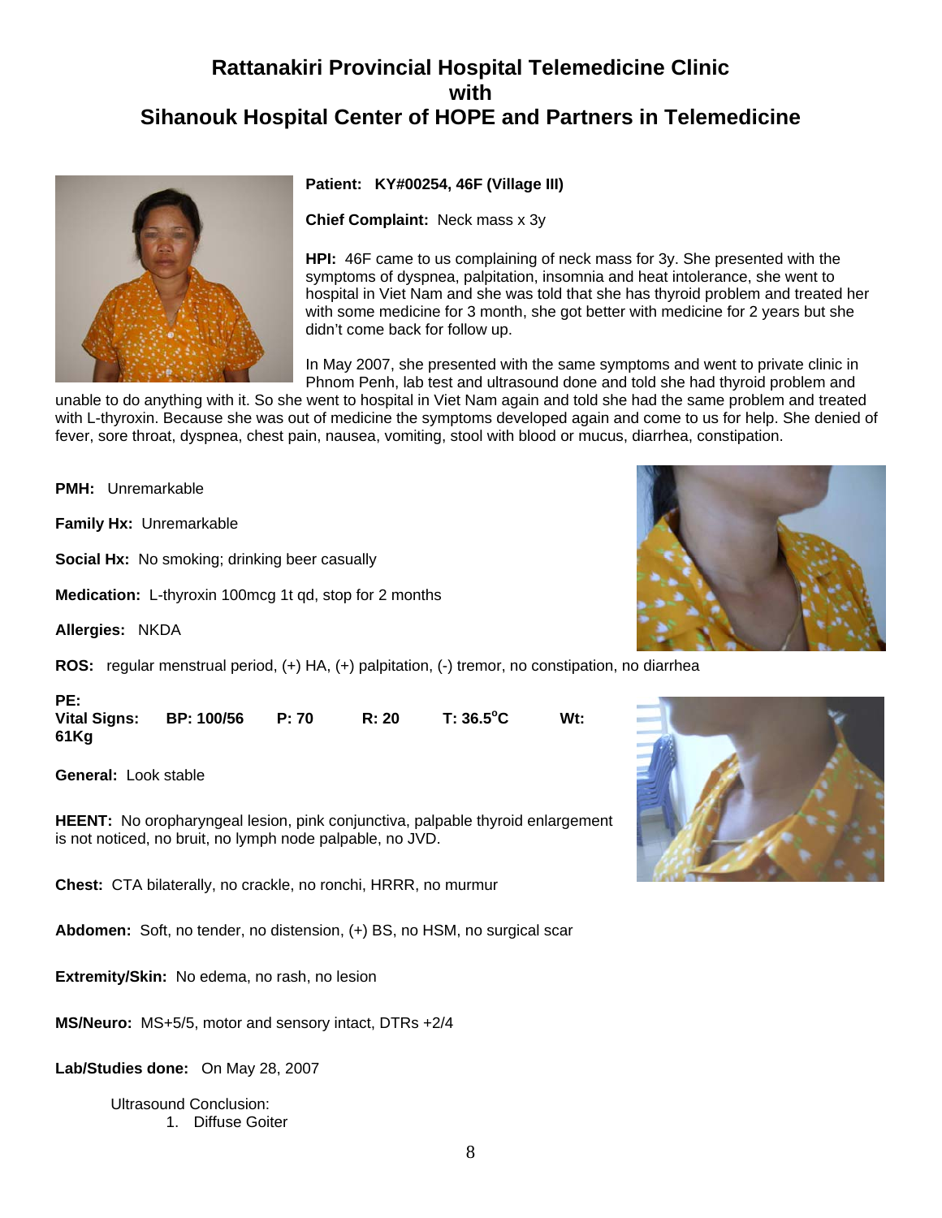# Rattanakiri Provincial Hospital Telemedicine Clinic with Sihanouk Hospital Center of HOPE and Partners in Telemedicine

**Patient:** **KY#00254, 46F (Village III)**

**Chief Complaint:** Neck mass x 3y

**HPI:** 46F came to us complaining of neck mass for 3y. She presented with the symptoms of dyspnea, palpitation, insomnia and heat intolerance, she went to hospital in Viet Nam and she was told that she has thyroid problem and treated her with some medicine for 3 month, she got better with medicine for 2 years but she didn't come back for follow up.

In May 2007, she presented with the same symptoms and went to private clinic in Phnom Penh, lab test and ultrasound done and told she had thyroid problem and unable to do anything with it. So she went to hospital in Viet Nam again and told she had the same problem and treated with L-thyroxin. Because she was out of medicine the symptoms developed again and come to us for help. She denied of fever, sore throat, dyspnea, chest pain, nausea, vomiting, stool with blood or mucus, diarrhea, constipation.

**PMH:** Unremarkable

**Family Hx:** Unremarkable

**Social Hx:** No smoking; drinking beer casually

**Medication:** L-thyroxin 100mcg 1t qd, stop for 2 months

**Allergies:** NKDA

**ROS:** regular menstrual period, (+) HA, (+) palpitation, (-) tremor, no constipation, no diarrhea

**PE:**
**Vital Signs:** **BP: 100/56** **P: 70** **R: 20** **T: 36.5°C** **Wt: 61Kg**

**General:** Look stable

**HEENT:** No oropharyngeal lesion, pink conjunctiva, palpable thyroid enlargement is not noticed, no bruit, no lymph node palpable, no JVD.

**Chest:** CTA bilaterally, no crackle, no ronchi, HRRR, no murmur

**Abdomen:** Soft, no tender, no distension, (+) BS, no HSM, no surgical scar

**Extremity/Skin:** No edema, no rash, no lesion

**MS/Neuro:** MS+5/5, motor and sensory intact, DTRs +2/4

**Lab/Studies done:** On May 28, 2007

Ultrasound Conclusion:

1. Diffuse Goiter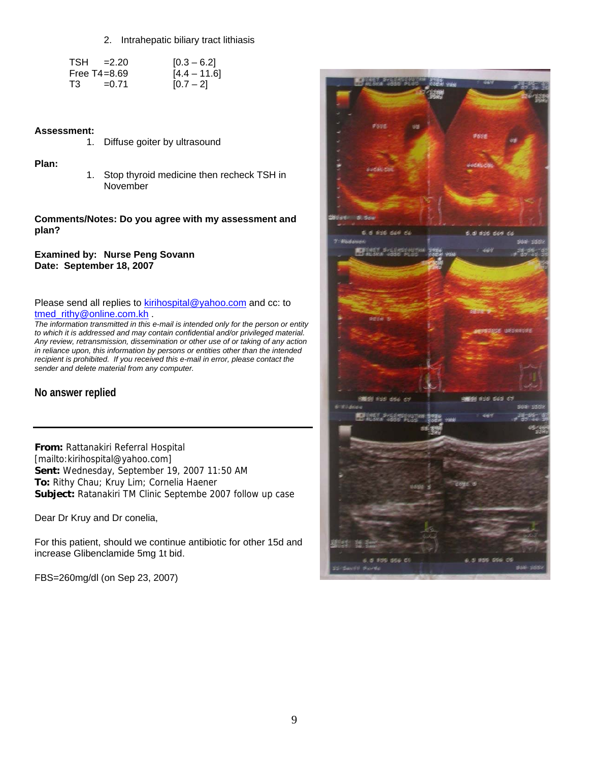2. Intrahepatic biliary tract lithiasis

| | | |
|---|---|---|
| TSH | =2.20 | [0.3 – 6.2] |
| Free T4 | =8.69 | [4.4 – 11.6] |
| T3 | =0.71 | [0.7 – 2] |

**Assessment:**

1. Diffuse goiter by ultrasound

**Plan:**

1. Stop thyroid medicine then recheck TSH in November

**Comments/Notes: Do you agree with my assessment and plan?**

**Examined by: Nurse Peng Sovann**
**Date: September 18, 2007**

Please send all replies to kirihospital@yahoo.com and cc: to tmed_rithy@online.com.kh .

*The information transmitted in this e-mail is intended only for the person or entity to which it is addressed and may contain confidential and/or privileged material. Any review, retransmission, dissemination or other use of or taking of any action in reliance upon, this information by persons or entities other than the intended recipient is prohibited. If you received this e-mail in error, please contact the sender and delete material from any computer.*

**No answer replied**

---

**From:** Rattanakiri Referral Hospital [mailto:kirihospital@yahoo.com]
**Sent:** Wednesday, September 19, 2007 11:50 AM
**To:** Rithy Chau; Kruy Lim; Cornelia Haener
**Subject:** Ratanakiri TM Clinic Septembe 2007 follow up case

Dear Dr Kruy and Dr conelia,

For this patient, should we continue antibiotic for other 15d and increase Glibenclamide 5mg 1t bid.

FBS=260mg/dl (on Sep 23, 2007)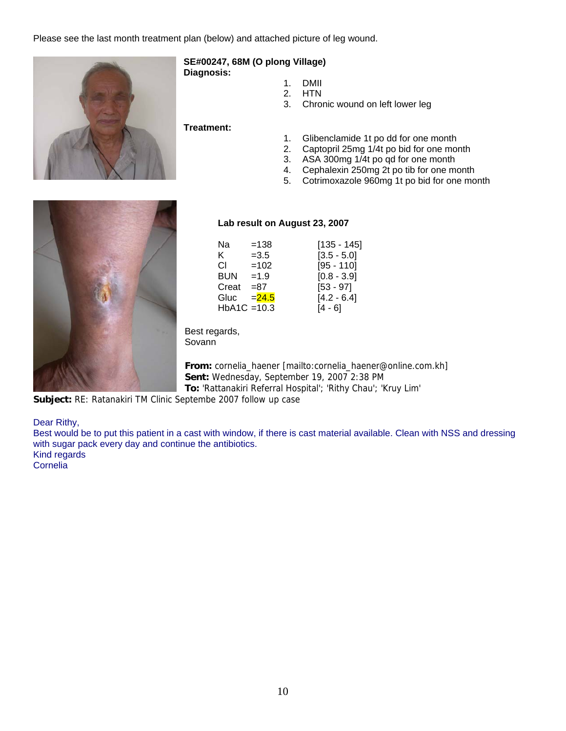Please see the last month treatment plan (below) and attached picture of leg wound.

**SE#00247, 68M (O plong Village)**
**Diagnosis:**

1. DMII
2. HTN
3. Chronic wound on left lower leg

**Treatment:**

1. Glibenclamide 1t po dd for one month
2. Captopril 25mg 1/4t po bid for one month
3. ASA 300mg 1/4t po qd for one month
4. Cephalexin 250mg 2t po tib for one month
5. Cotrimoxazole 960mg 1t po bid for one month

**Lab result on August 23, 2007**

| Test | Result | Reference |
|---|---|---|
| Na | =138 | [135 - 145] |
| K | =3.5 | [3.5 - 5.0] |
| Cl | =102 | [95 - 110] |
| BUN | =1.9 | [0.8 - 3.9] |
| Creat | =87 | [53 - 97] |
| Gluc | =24.5 | [4.2 - 6.4] |
| HbA1C | =10.3 | [4 - 6] |

Best regards,
Sovann

**From:** cornelia_haener [mailto:cornelia_haener@online.com.kh]
**Sent:** Wednesday, September 19, 2007 2:38 PM
**To:** 'Rattanakiri Referral Hospital'; 'Rithy Chau'; 'Kruy Lim'
**Subject:** RE: Ratanakiri TM Clinic Septembe 2007 follow up case

Dear Rithy,
Best would be to put this patient in a cast with window, if there is cast material available. Clean with NSS and dressing with sugar pack every day and continue the antibiotics.
Kind regards
Cornelia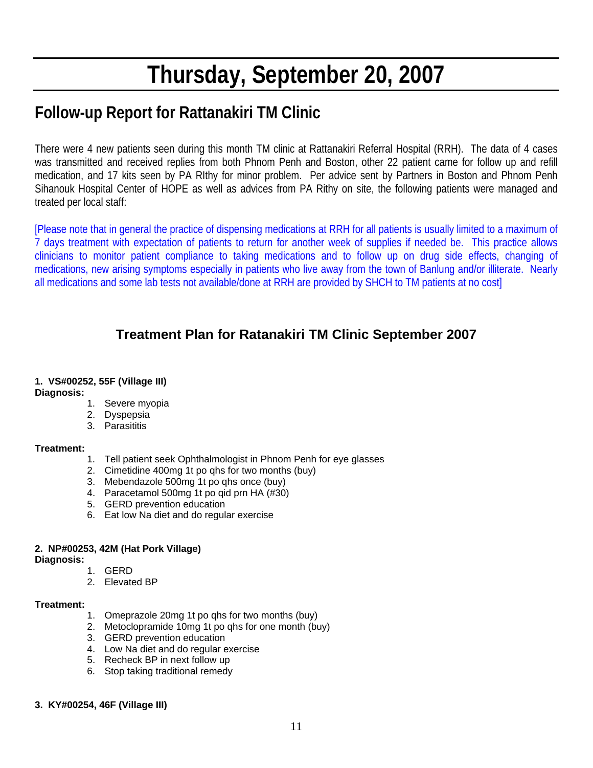# Thursday, September 20, 2007

## Follow-up Report for Rattanakiri TM Clinic

There were 4 new patients seen during this month TM clinic at Rattanakiri Referral Hospital (RRH). The data of 4 cases was transmitted and received replies from both Phnom Penh and Boston, other 22 patient came for follow up and refill medication, and 17 kits seen by PA RIthy for minor problem. Per advice sent by Partners in Boston and Phnom Penh Sihanouk Hospital Center of HOPE as well as advices from PA Rithy on site, the following patients were managed and treated per local staff:

[Please note that in general the practice of dispensing medications at RRH for all patients is usually limited to a maximum of 7 days treatment with expectation of patients to return for another week of supplies if needed be. This practice allows clinicians to monitor patient compliance to taking medications and to follow up on drug side effects, changing of medications, new arising symptoms especially in patients who live away from the town of Banlung and/or illiterate. Nearly all medications and some lab tests not available/done at RRH are provided by SHCH to TM patients at no cost]

### Treatment Plan for Ratanakiri TM Clinic September 2007

**1. VS#00252, 55F (Village III)**
**Diagnosis:**

1. Severe myopia
2. Dyspepsia
3. Parasititis

**Treatment:**

1. Tell patient seek Ophthalmologist in Phnom Penh for eye glasses
2. Cimetidine 400mg 1t po qhs for two months (buy)
3. Mebendazole 500mg 1t po qhs once (buy)
4. Paracetamol 500mg 1t po qid prn HA (#30)
5. GERD prevention education
6. Eat low Na diet and do regular exercise

**2. NP#00253, 42M (Hat Pork Village)**
**Diagnosis:**

1. GERD
2. Elevated BP

**Treatment:**

1. Omeprazole 20mg 1t po qhs for two months (buy)
2. Metoclopramide 10mg 1t po qhs for one month (buy)
3. GERD prevention education
4. Low Na diet and do regular exercise
5. Recheck BP in next follow up
6. Stop taking traditional remedy

**3. KY#00254, 46F (Village III)**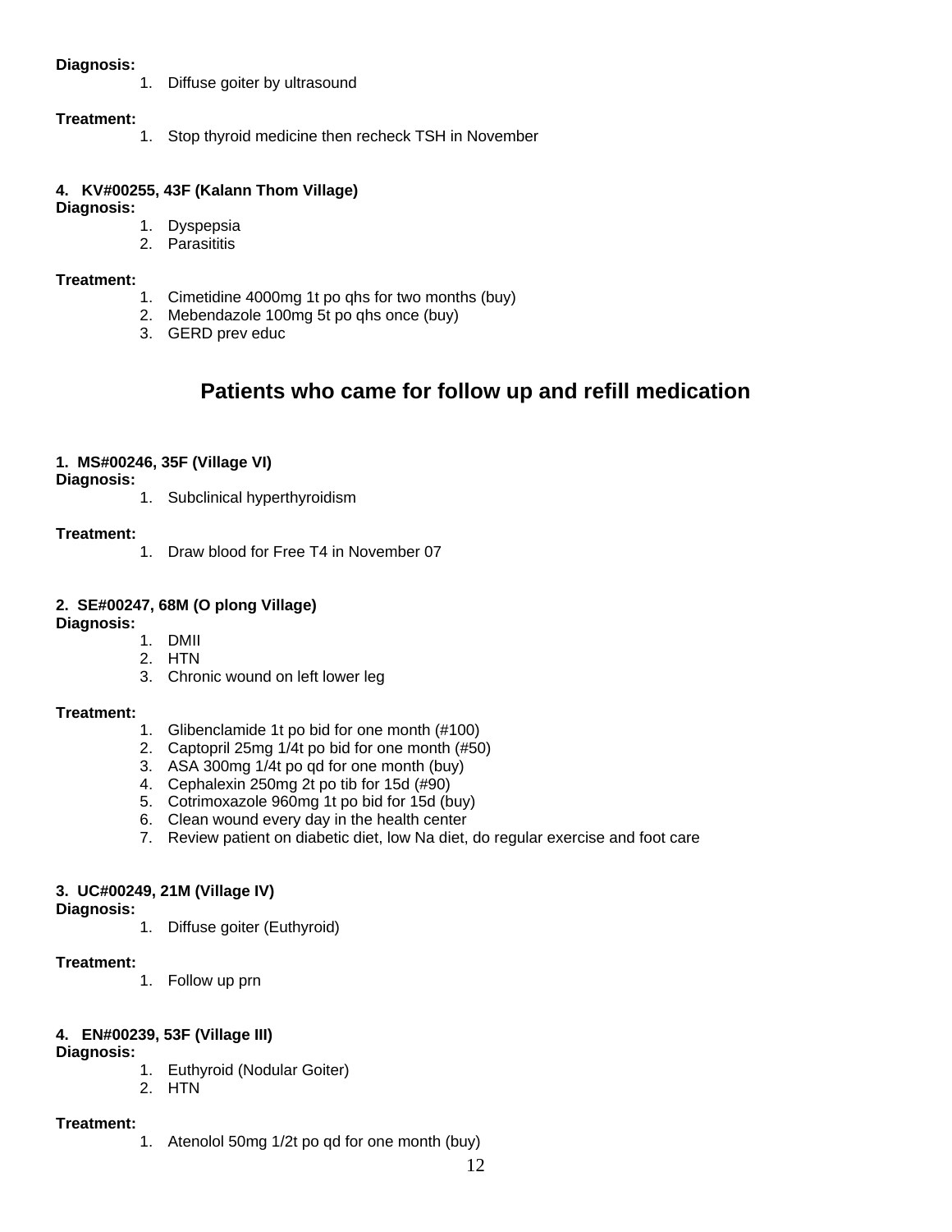**Diagnosis:**

1. Diffuse goiter by ultrasound

**Treatment:**

1. Stop thyroid medicine then recheck TSH in November

**4. KV#00255, 43F (Kalann Thom Village)**

**Diagnosis:**

1. Dyspepsia
2. Parasititis

**Treatment:**

1. Cimetidine 4000mg 1t po qhs for two months (buy)
2. Mebendazole 100mg 5t po qhs once (buy)
3. GERD prev educ

## Patients who came for follow up and refill medication

**1. MS#00246, 35F (Village VI)**

**Diagnosis:**

1. Subclinical hyperthyroidism

**Treatment:**

1. Draw blood for Free T4 in November 07

**2. SE#00247, 68M (O plong Village)**

**Diagnosis:**

1. DMII
2. HTN
3. Chronic wound on left lower leg

**Treatment:**

1. Glibenclamide 1t po bid for one month (#100)
2. Captopril 25mg 1/4t po bid for one month (#50)
3. ASA 300mg 1/4t po qd for one month (buy)
4. Cephalexin 250mg 2t po tib for 15d (#90)
5. Cotrimoxazole 960mg 1t po bid for 15d (buy)
6. Clean wound every day in the health center
7. Review patient on diabetic diet, low Na diet, do regular exercise and foot care

**3. UC#00249, 21M (Village IV)**

**Diagnosis:**

1. Diffuse goiter (Euthyroid)

**Treatment:**

1. Follow up prn

**4. EN#00239, 53F (Village III)**

**Diagnosis:**

1. Euthyroid (Nodular Goiter)
2. HTN

**Treatment:**

1. Atenolol 50mg 1/2t po qd for one month (buy)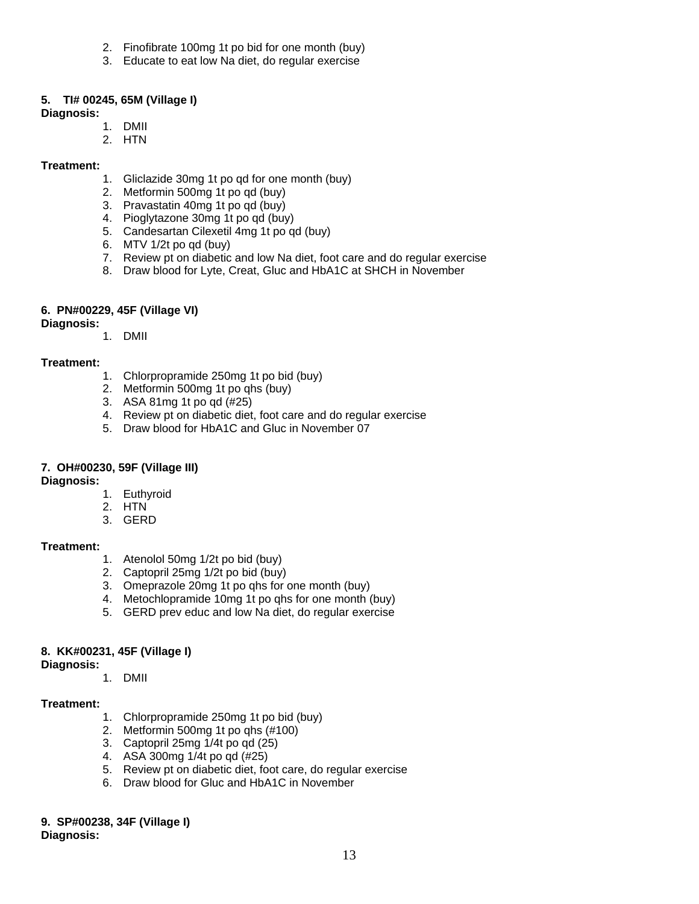2. Finofibrate 100mg 1t po bid for one month (buy)
3. Educate to eat low Na diet, do regular exercise

**5. TI# 00245, 65M (Village I)**

**Diagnosis:**

1. DMII
2. HTN

**Treatment:**

1. Gliclazide 30mg 1t po qd for one month (buy)
2. Metformin 500mg 1t po qd (buy)
3. Pravastatin 40mg 1t po qd (buy)
4. Pioglytazone 30mg 1t po qd (buy)
5. Candesartan Cilexetil 4mg 1t po qd (buy)
6. MTV 1/2t po qd (buy)
7. Review pt on diabetic and low Na diet, foot care and do regular exercise
8. Draw blood for Lyte, Creat, Gluc and HbA1C at SHCH in November

**6. PN#00229, 45F (Village VI)**

**Diagnosis:**

1. DMII

**Treatment:**

1. Chlorpropramide 250mg 1t po bid (buy)
2. Metformin 500mg 1t po qhs (buy)
3. ASA 81mg 1t po qd (#25)
4. Review pt on diabetic diet, foot care and do regular exercise
5. Draw blood for HbA1C and Gluc in November 07

**7. OH#00230, 59F (Village III)**

**Diagnosis:**

1. Euthyroid
2. HTN
3. GERD

**Treatment:**

1. Atenolol 50mg 1/2t po bid (buy)
2. Captopril 25mg 1/2t po bid (buy)
3. Omeprazole 20mg 1t po qhs for one month (buy)
4. Metochlopramide 10mg 1t po qhs for one month (buy)
5. GERD prev educ and low Na diet, do regular exercise

**8. KK#00231, 45F (Village I)**

**Diagnosis:**

1. DMII

**Treatment:**

1. Chlorpropramide 250mg 1t po bid (buy)
2. Metformin 500mg 1t po qhs (#100)
3. Captopril 25mg 1/4t po qd (25)
4. ASA 300mg 1/4t po qd (#25)
5. Review pt on diabetic diet, foot care, do regular exercise
6. Draw blood for Gluc and HbA1C in November

**9. SP#00238, 34F (Village I)**

**Diagnosis:**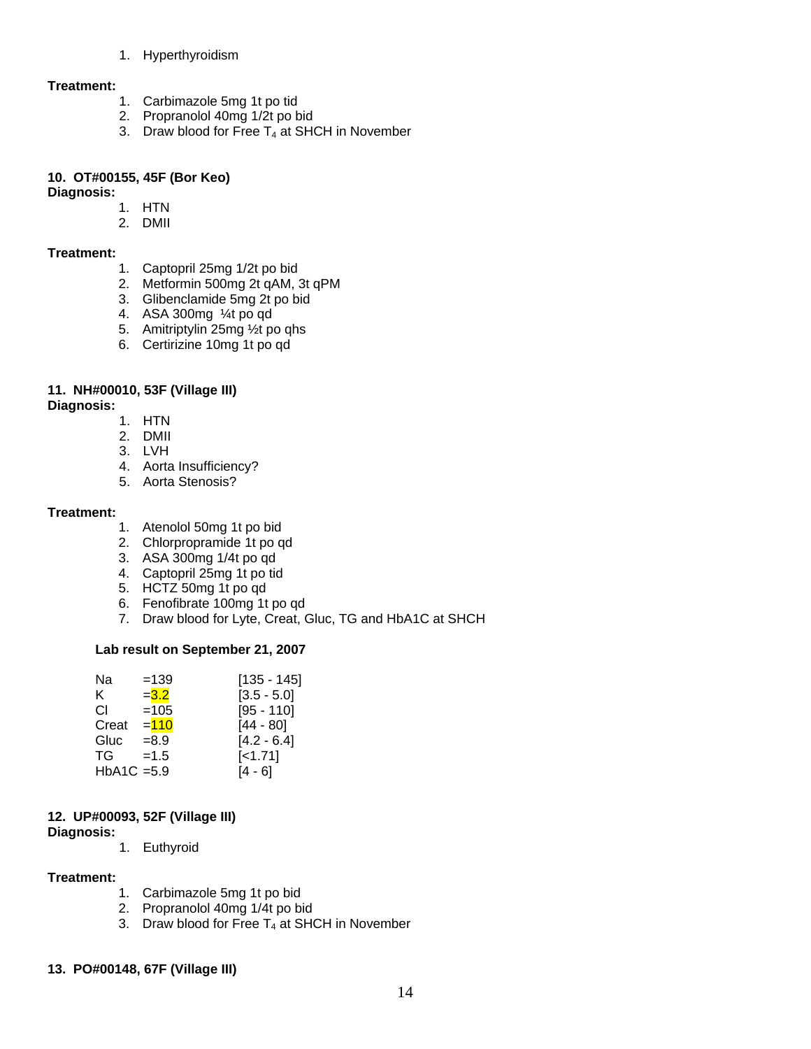1. Hyperthyroidism

**Treatment:**

1. Carbimazole 5mg 1t po tid
2. Propranolol 40mg 1/2t po bid
3. Draw blood for Free $T_4$ at SHCH in November

**10. OT#00155, 45F (Bor Keo)**

**Diagnosis:**

1. HTN
2. DMII

**Treatment:**

1. Captopril 25mg 1/2t po bid
2. Metformin 500mg 2t qAM, 3t qPM
3. Glibenclamide 5mg 2t po bid
4. ASA 300mg ¼t po qd
5. Amitriptylin 25mg ½t po qhs
6. Certirizine 10mg 1t po qd

**11. NH#00010, 53F (Village III)**

**Diagnosis:**

1. HTN
2. DMII
3. LVH
4. Aorta Insufficiency?
5. Aorta Stenosis?

**Treatment:**

1. Atenolol 50mg 1t po bid
2. Chlorpropramide 1t po qd
3. ASA 300mg 1/4t po qd
4. Captopril 25mg 1t po tid
5. HCTZ 50mg 1t po qd
6. Fenofibrate 100mg 1t po qd
7. Draw blood for Lyte, Creat, Gluc, TG and HbA1C at SHCH

**Lab result on September 21, 2007**

| Test | Result | Reference |
|---|---|---|
| Na | =139 | [135 - 145] |
| K | =3.2 | [3.5 - 5.0] |
| Cl | =105 | [95 - 110] |
| Creat | =110 | [44 - 80] |
| Gluc | =8.9 | [4.2 - 6.4] |
| TG | =1.5 | [<1.71] |
| HbA1C | =5.9 | [4 - 6] |

**12. UP#00093, 52F (Village III)**

**Diagnosis:**

1. Euthyroid

**Treatment:**

1. Carbimazole 5mg 1t po bid
2. Propranolol 40mg 1/4t po bid
3. Draw blood for Free $T_4$ at SHCH in November

**13. PO#00148, 67F (Village III)**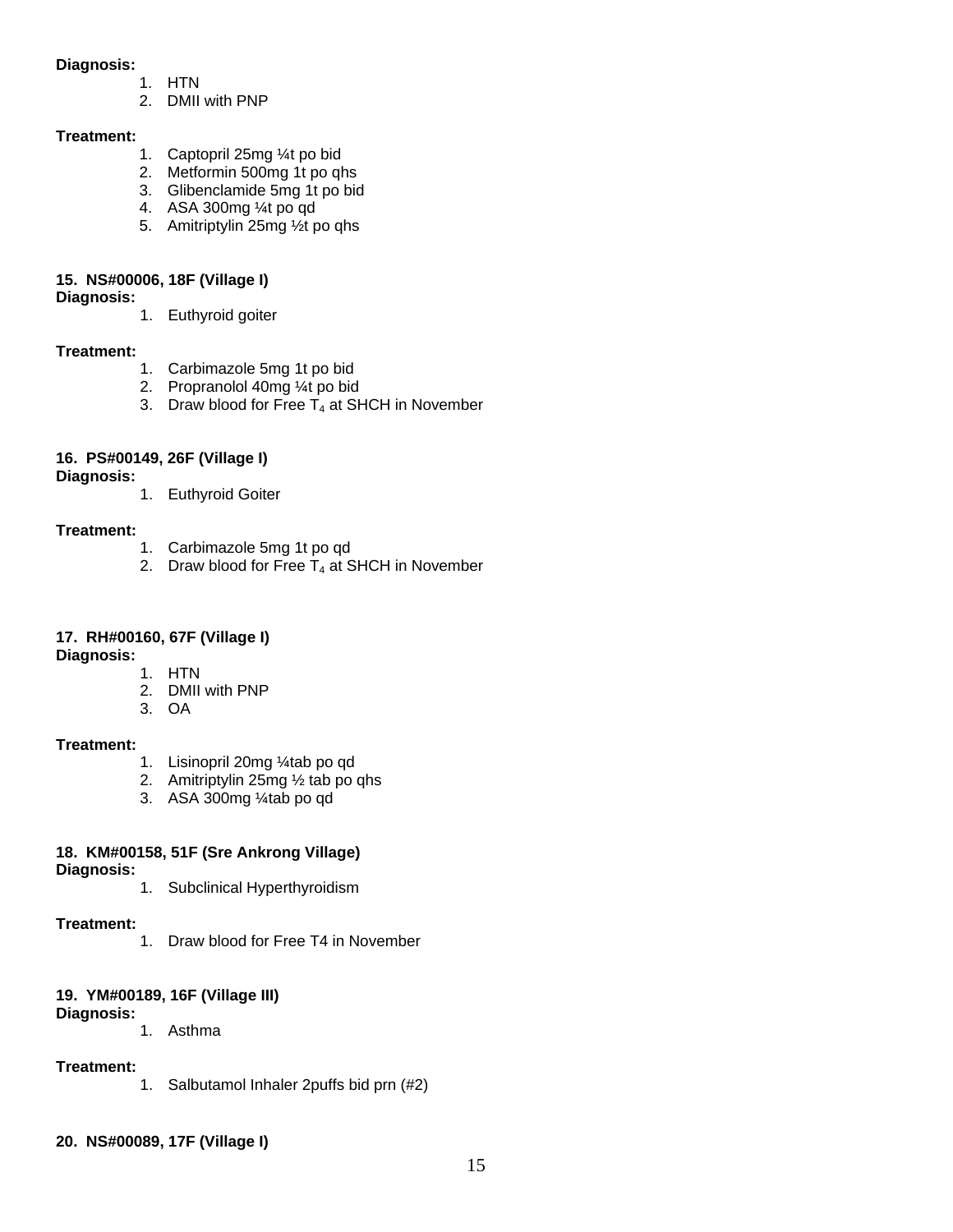**Diagnosis:**

1. HTN
2. DMII with PNP

**Treatment:**

1. Captopril 25mg ¼t po bid
2. Metformin 500mg 1t po qhs
3. Glibenclamide 5mg 1t po bid
4. ASA 300mg ¼t po qd
5. Amitriptylin 25mg ½t po qhs

**15. NS#00006, 18F (Village I)**

**Diagnosis:**

1. Euthyroid goiter

**Treatment:**

1. Carbimazole 5mg 1t po bid
2. Propranolol 40mg ¼t po bid
3. Draw blood for Free $T_4$ at SHCH in November

**16. PS#00149, 26F (Village I)**

**Diagnosis:**

1. Euthyroid Goiter

**Treatment:**

1. Carbimazole 5mg 1t po qd
2. Draw blood for Free $T_4$ at SHCH in November

**17. RH#00160, 67F (Village I)**

**Diagnosis:**

1. HTN
2. DMII with PNP
3. OA

**Treatment:**

1. Lisinopril 20mg ¼tab po qd
2. Amitriptylin 25mg ½ tab po qhs
3. ASA 300mg ¼tab po qd

**18. KM#00158, 51F (Sre Ankrong Village)**

**Diagnosis:**

1. Subclinical Hyperthyroidism

**Treatment:**

1. Draw blood for Free T4 in November

**19. YM#00189, 16F (Village III)**

**Diagnosis:**

1. Asthma

**Treatment:**

1. Salbutamol Inhaler 2puffs bid prn (#2)

**20. NS#00089, 17F (Village I)**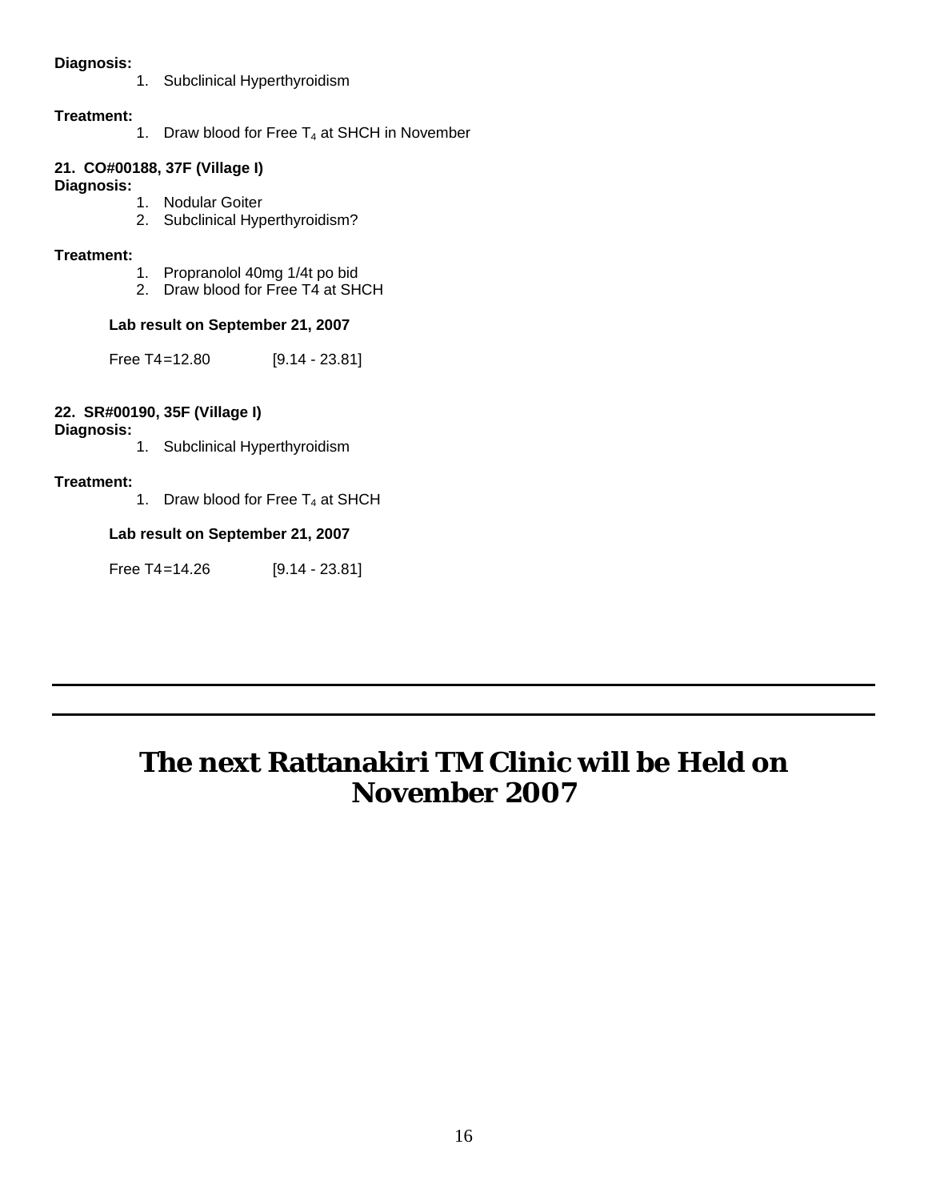**Diagnosis:**

1. Subclinical Hyperthyroidism

**Treatment:**

1. Draw blood for Free $T_4$ at SHCH in November

**21. CO#00188, 37F (Village I)**

**Diagnosis:**

1. Nodular Goiter
2. Subclinical Hyperthyroidism?

**Treatment:**

1. Propranolol 40mg 1/4t po bid
2. Draw blood for Free T4 at SHCH

**Lab result on September 21, 2007**

Free T4=12.80 [9.14 - 23.81]

**22. SR#00190, 35F (Village I)**

**Diagnosis:**

1. Subclinical Hyperthyroidism

**Treatment:**

1. Draw blood for Free $T_4$ at SHCH

**Lab result on September 21, 2007**

Free T4=14.26 [9.14 - 23.81]

---

# The next Rattanakiri TM Clinic will be Held on November 2007